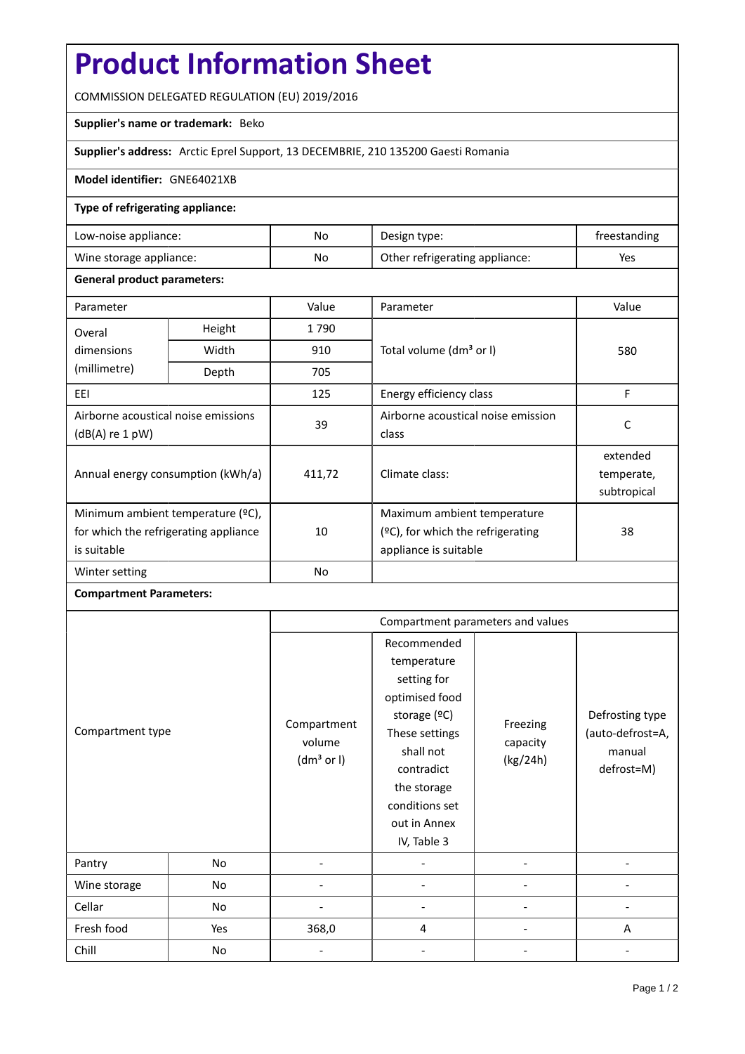# Product Information Sheet

COMMISSION DELEGATED REGULATION (EU) 2019/2016

**Supplier's name or trademark:** Beko

**Supplier's address:** Arctic Eprel Support, 13 DECEMBRIE, 210 135200 Gaesti Romania

**Model identifier:** GNE64021XB

**Type of refrigerating appliance:**

| Low-noise appliance: | No | Design type: | freestanding |
|---|---|---|---|
| Wine storage appliance: | No | Other refrigerating appliance: | Yes |

**General product parameters:**

| Parameter | | Value | Parameter | Value |
|---|---|---|---|---|
| Overal dimensions (millimetre) | Height | 1 790 | Total volume (dm³ or l) | 580 |
| | Width | 910 | | |
| | Depth | 705 | | |
| EEI | | 125 | Energy efficiency class | F |
| Airborne acoustical noise emissions (dB(A) re 1 pW) | | 39 | Airborne acoustical noise emission class | C |
| Annual energy consumption (kWh/a) | | 411,72 | Climate class: | extended temperate, subtropical |
| Minimum ambient temperature (ºC), for which the refrigerating appliance is suitable | | 10 | Maximum ambient temperature (ºC), for which the refrigerating appliance is suitable | 38 |
| Winter setting | | No | | |

**Compartment Parameters:**

| Compartment type | | Compartment volume (dm³ or l) | Recommended temperature setting for optimised food storage (ºC) These settings shall not contradict the storage conditions set out in Annex IV, Table 3 | Freezing capacity (kg/24h) | Defrosting type (auto-defrost=A, manual defrost=M) |
|---|---|---|---|---|---|
| Pantry | No | - | - | - | - |
| Wine storage | No | - | - | - | - |
| Cellar | No | - | - | - | - |
| Fresh food | Yes | 368,0 | 4 | - | A |
| Chill | No | - | - | - | - |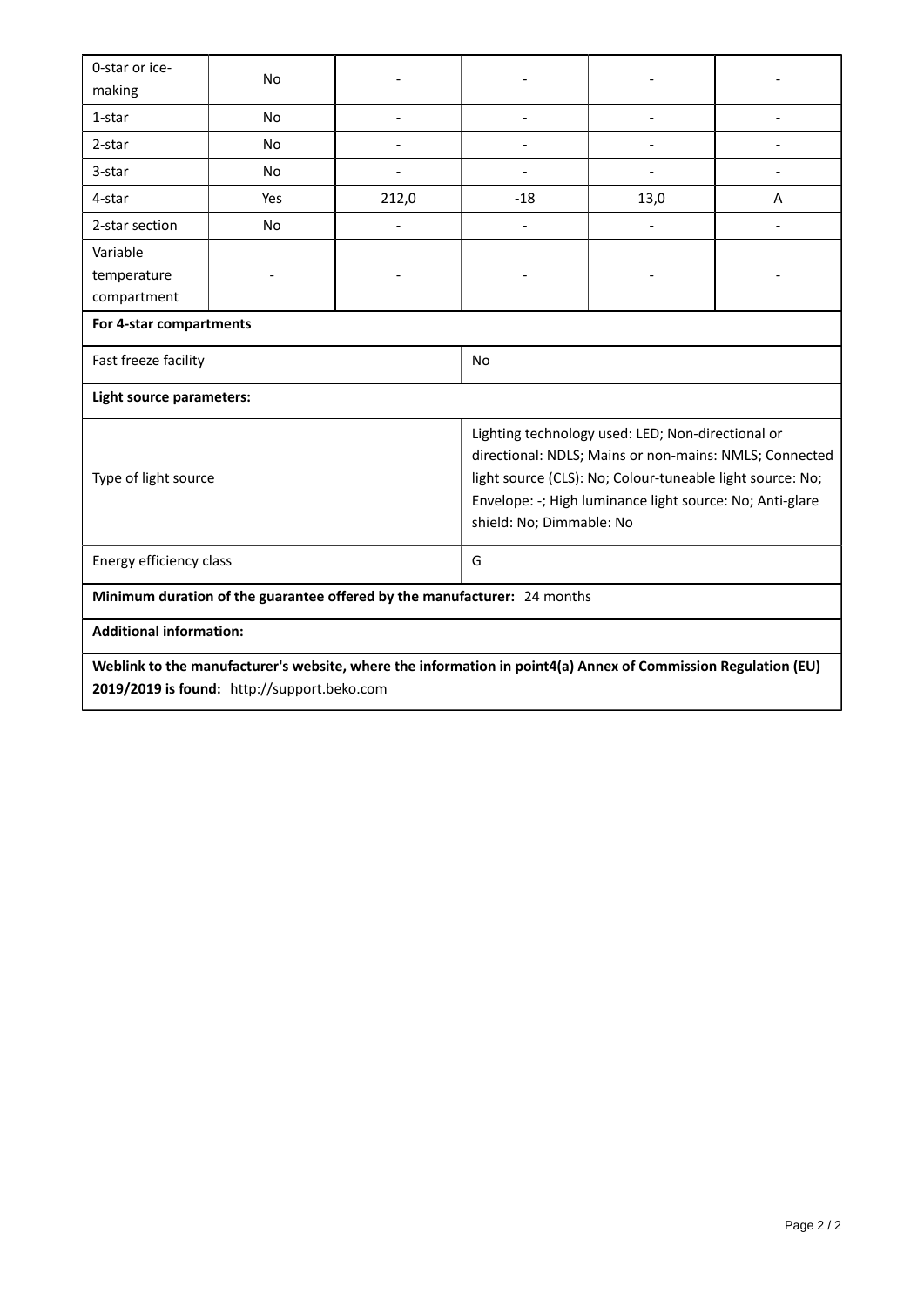| | | | | | |
|---|---|---|---|---|---|
| 0-star or ice-making | No | - | - | - | - |
| 1-star | No | - | - | - | - |
| 2-star | No | - | - | - | - |
| 3-star | No | - | - | - | - |
| 4-star | Yes | 212,0 | -18 | 13,0 | A |
| 2-star section | No | - | - | - | - |
| Variable temperature compartment | - | - | - | - | - |

**For 4-star compartments**

| | |
|---|---|
| Fast freeze facility | No |

**Light source parameters:**

| | |
|---|---|
| Type of light source | Lighting technology used: LED; Non-directional or directional: NDLS; Mains or non-mains: NMLS; Connected light source (CLS): No; Colour-tuneable light source: No; Envelope: -; High luminance light source: No; Anti-glare shield: No; Dimmable: No |
| Energy efficiency class | G |

**Minimum duration of the guarantee offered by the manufacturer:** 24 months

**Additional information:**

**Weblink to the manufacturer's website, where the information in point4(a) Annex of Commission Regulation (EU) 2019/2019 is found:** http://support.beko.com